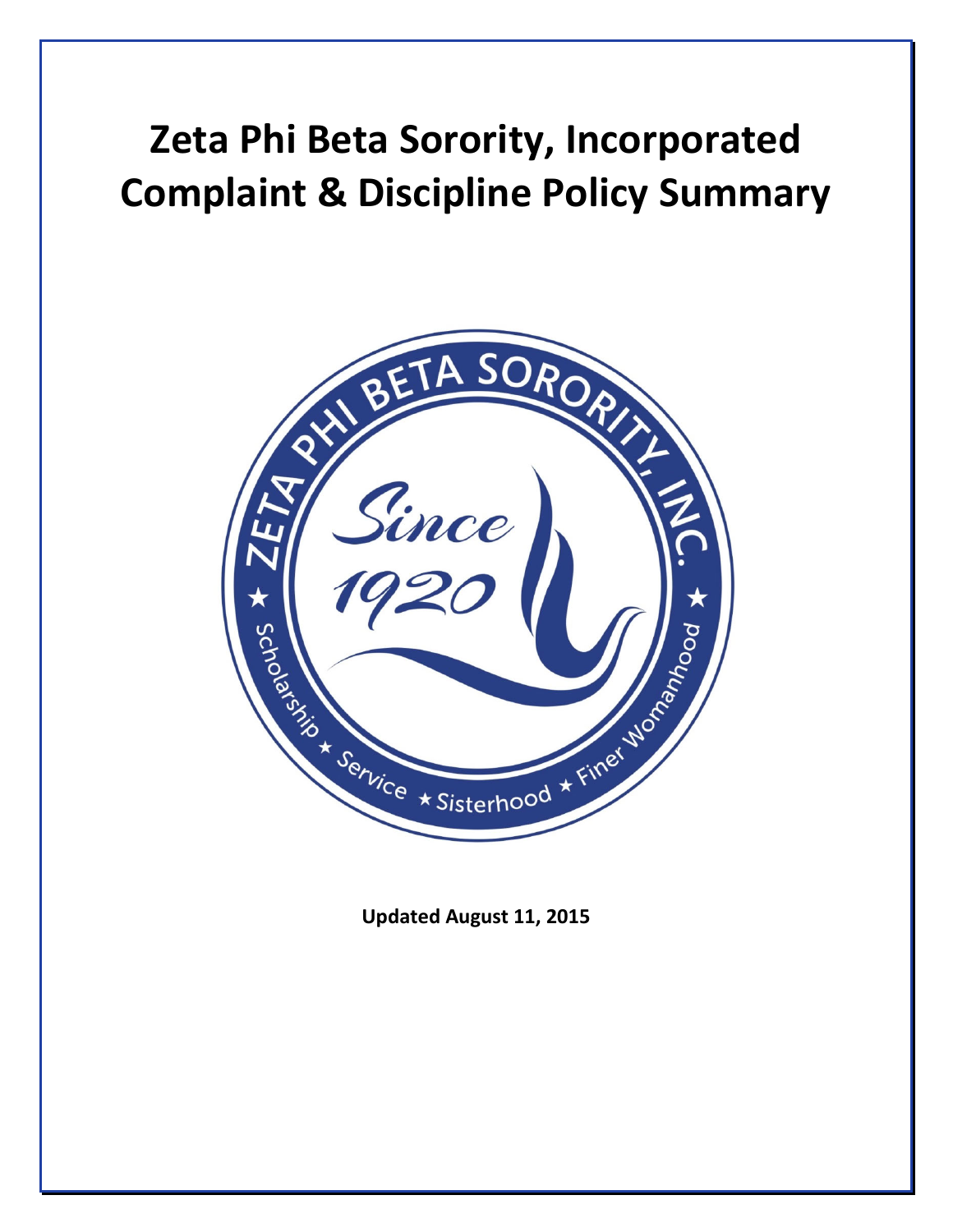# Zeta Phi Beta Sorority, Incorporated Complaint & Discipline Policy Summary

**Updated August 11, 2015**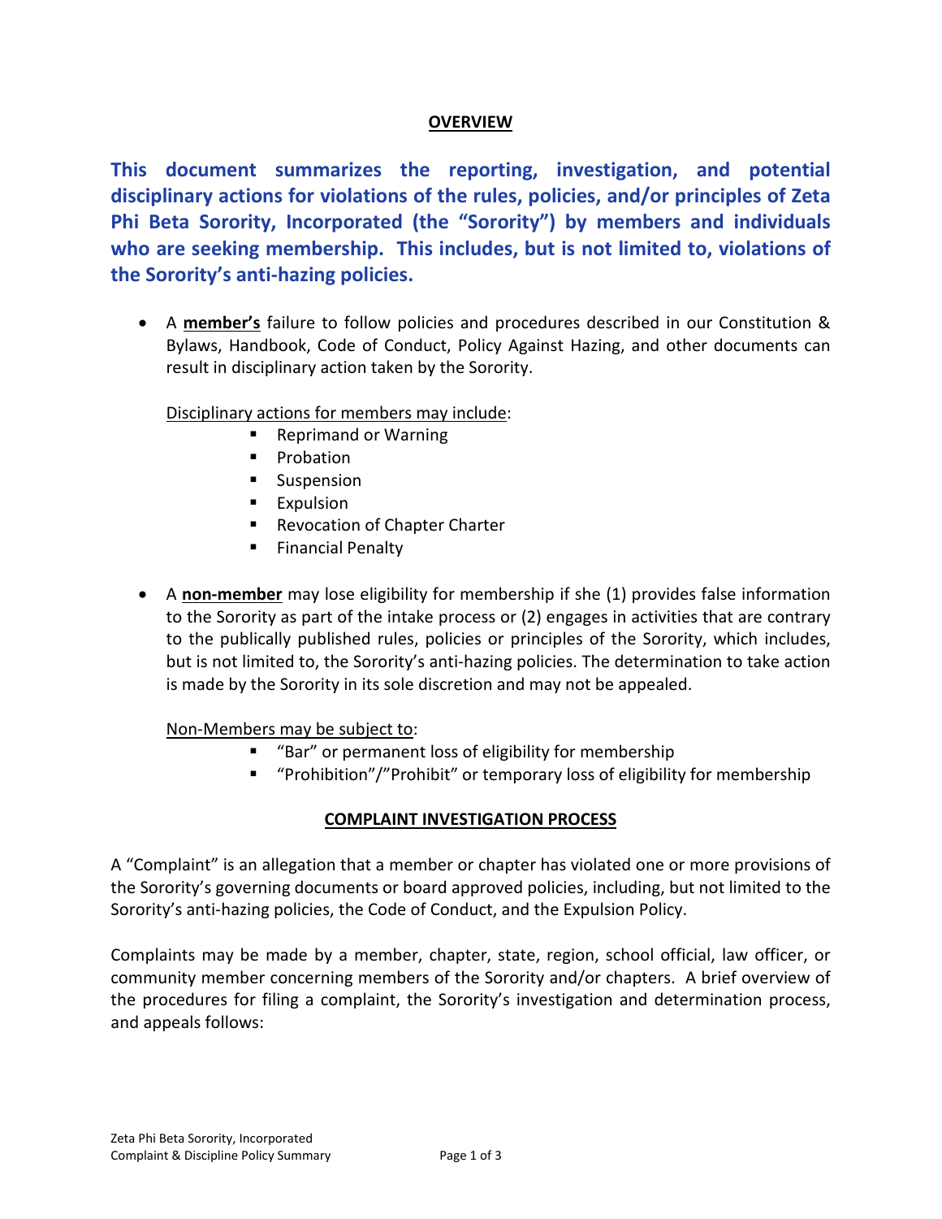## OVERVIEW

**This document summarizes the reporting, investigation, and potential disciplinary actions for violations of the rules, policies, and/or principles of Zeta Phi Beta Sorority, Incorporated (the "Sorority") by members and individuals who are seeking membership. This includes, but is not limited to, violations of the Sorority's anti-hazing policies.**

- A **member's** failure to follow policies and procedures described in our Constitution & Bylaws, Handbook, Code of Conduct, Policy Against Hazing, and other documents can result in disciplinary action taken by the Sorority.

  Disciplinary actions for members may include:
  - Reprimand or Warning
  - Probation
  - Suspension
  - Expulsion
  - Revocation of Chapter Charter
  - Financial Penalty

- A **non-member** may lose eligibility for membership if she (1) provides false information to the Sorority as part of the intake process or (2) engages in activities that are contrary to the publically published rules, policies or principles of the Sorority, which includes, but is not limited to, the Sorority's anti-hazing policies. The determination to take action is made by the Sorority in its sole discretion and may not be appealed.

  Non-Members may be subject to:
  - "Bar" or permanent loss of eligibility for membership
  - "Prohibition"/"Prohibit" or temporary loss of eligibility for membership

## COMPLAINT INVESTIGATION PROCESS

A "Complaint" is an allegation that a member or chapter has violated one or more provisions of the Sorority's governing documents or board approved policies, including, but not limited to the Sorority's anti-hazing policies, the Code of Conduct, and the Expulsion Policy.

Complaints may be made by a member, chapter, state, region, school official, law officer, or community member concerning members of the Sorority and/or chapters. A brief overview of the procedures for filing a complaint, the Sorority's investigation and determination process, and appeals follows: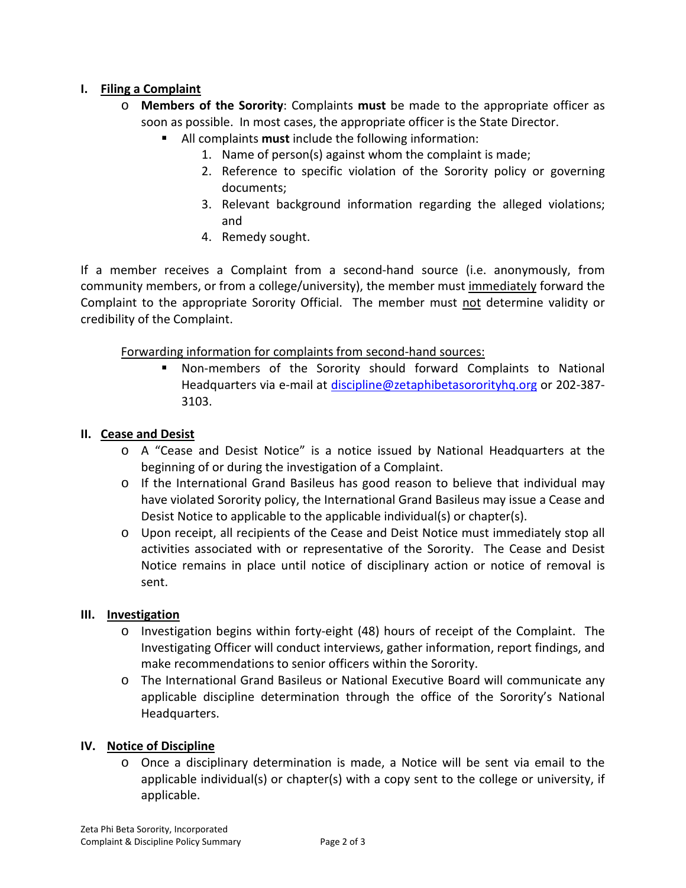## I. Filing a Complaint

- **Members of the Sorority**: Complaints **must** be made to the appropriate officer as soon as possible. In most cases, the appropriate officer is the State Director.
  - All complaints **must** include the following information:
    1. Name of person(s) against whom the complaint is made;
    2. Reference to specific violation of the Sorority policy or governing documents;
    3. Relevant background information regarding the alleged violations; and
    4. Remedy sought.

If a member receives a Complaint from a second-hand source (i.e. anonymously, from community members, or from a college/university), the member must <u>immediately</u> forward the Complaint to the appropriate Sorority Official. The member must <u>not</u> determine validity or credibility of the Complaint.

<u>Forwarding information for complaints from second-hand sources:</u>

- Non-members of the Sorority should forward Complaints to National Headquarters via e-mail at discipline@zetaphibetasororityhq.org or 202-387-3103.

## II. Cease and Desist

- A "Cease and Desist Notice" is a notice issued by National Headquarters at the beginning of or during the investigation of a Complaint.
- If the International Grand Basileus has good reason to believe that individual may have violated Sorority policy, the International Grand Basileus may issue a Cease and Desist Notice to applicable to the applicable individual(s) or chapter(s).
- Upon receipt, all recipients of the Cease and Deist Notice must immediately stop all activities associated with or representative of the Sorority. The Cease and Desist Notice remains in place until notice of disciplinary action or notice of removal is sent.

## III. Investigation

- Investigation begins within forty-eight (48) hours of receipt of the Complaint. The Investigating Officer will conduct interviews, gather information, report findings, and make recommendations to senior officers within the Sorority.
- The International Grand Basileus or National Executive Board will communicate any applicable discipline determination through the office of the Sorority's National Headquarters.

## IV. Notice of Discipline

- Once a disciplinary determination is made, a Notice will be sent via email to the applicable individual(s) or chapter(s) with a copy sent to the college or university, if applicable.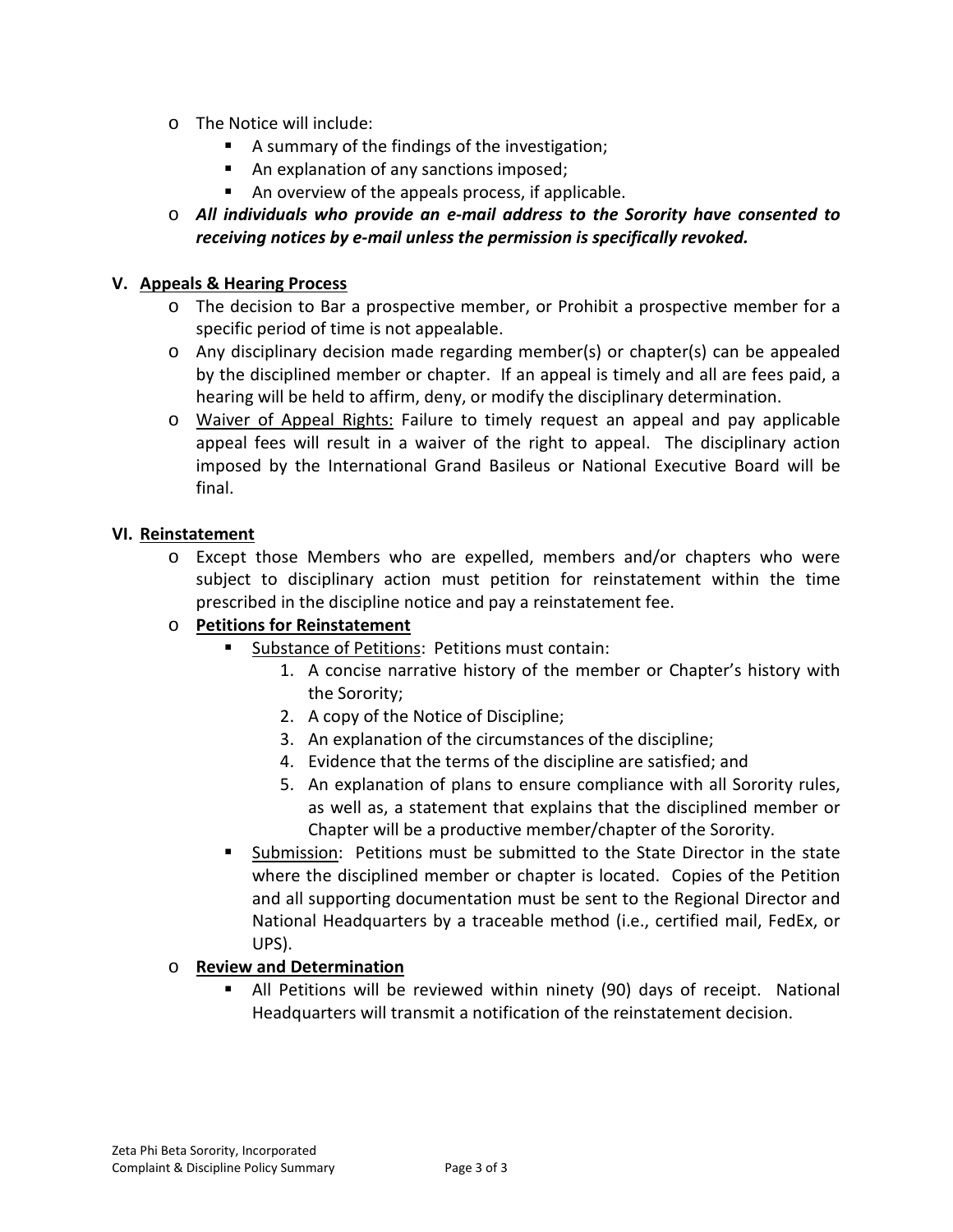- The Notice will include:
  - A summary of the findings of the investigation;
  - An explanation of any sanctions imposed;
  - An overview of the appeals process, if applicable.
- ***All individuals who provide an e-mail address to the Sorority have consented to receiving notices by e-mail unless the permission is specifically revoked.***

## V. Appeals & Hearing Process

- The decision to Bar a prospective member, or Prohibit a prospective member for a specific period of time is not appealable.
- Any disciplinary decision made regarding member(s) or chapter(s) can be appealed by the disciplined member or chapter. If an appeal is timely and all are fees paid, a hearing will be held to affirm, deny, or modify the disciplinary determination.
- <u>Waiver of Appeal Rights:</u> Failure to timely request an appeal and pay applicable appeal fees will result in a waiver of the right to appeal. The disciplinary action imposed by the International Grand Basileus or National Executive Board will be final.

## VI. Reinstatement

- Except those Members who are expelled, members and/or chapters who were subject to disciplinary action must petition for reinstatement within the time prescribed in the discipline notice and pay a reinstatement fee.
- **Petitions for Reinstatement**
  - <u>Substance of Petitions</u>: Petitions must contain:
    1. A concise narrative history of the member or Chapter's history with the Sorority;
    2. A copy of the Notice of Discipline;
    3. An explanation of the circumstances of the discipline;
    4. Evidence that the terms of the discipline are satisfied; and
    5. An explanation of plans to ensure compliance with all Sorority rules, as well as, a statement that explains that the disciplined member or Chapter will be a productive member/chapter of the Sorority.
  - <u>Submission</u>: Petitions must be submitted to the State Director in the state where the disciplined member or chapter is located. Copies of the Petition and all supporting documentation must be sent to the Regional Director and National Headquarters by a traceable method (i.e., certified mail, FedEx, or UPS).
- **Review and Determination**
  - All Petitions will be reviewed within ninety (90) days of receipt. National Headquarters will transmit a notification of the reinstatement decision.